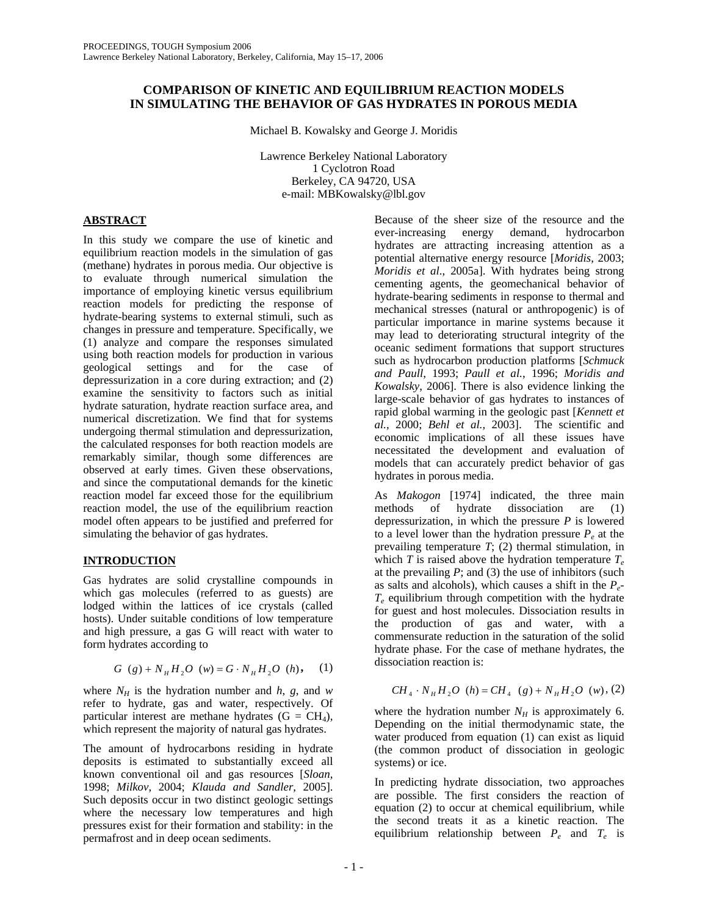# COMPARISON OF KINETIC AND EQUILIBRIUM REACTION MODELS IN SIMULATING THE BEHAVIOR OF GAS HYDRATES IN POROUS MEDIA

Michael B. Kowalsky and George J. Moridis

Lawrence Berkeley National Laboratory
1 Cyclotron Road
Berkeley, CA 94720, USA
e-mail: MBKowalsky@lbl.gov

## ABSTRACT

In this study we compare the use of kinetic and equilibrium reaction models in the simulation of gas (methane) hydrates in porous media. Our objective is to evaluate through numerical simulation the importance of employing kinetic versus equilibrium reaction models for predicting the response of hydrate-bearing systems to external stimuli, such as changes in pressure and temperature. Specifically, we (1) analyze and compare the responses simulated using both reaction models for production in various geological settings and for the case of depressurization in a core during extraction; and (2) examine the sensitivity to factors such as initial hydrate saturation, hydrate reaction surface area, and numerical discretization. We find that for systems undergoing thermal stimulation and depressurization, the calculated responses for both reaction models are remarkably similar, though some differences are observed at early times. Given these observations, and since the computational demands for the kinetic reaction model far exceed those for the equilibrium reaction model, the use of the equilibrium reaction model often appears to be justified and preferred for simulating the behavior of gas hydrates.

## INTRODUCTION

Gas hydrates are solid crystalline compounds in which gas molecules (referred to as guests) are lodged within the lattices of ice crystals (called hosts). Under suitable conditions of low temperature and high pressure, a gas G will react with water to form hydrates according to

$$G\ (g) + N_H H_2O\ (w) = G \cdot N_H H_2O\ (h), \quad (1)$$

where $N_H$ is the hydration number and $h$, $g$, and $w$ refer to hydrate, gas and water, respectively. Of particular interest are methane hydrates ($G = CH_4$), which represent the majority of natural gas hydrates.

The amount of hydrocarbons residing in hydrate deposits is estimated to substantially exceed all known conventional oil and gas resources [*Sloan*, 1998; *Milkov*, 2004; *Klauda and Sandler*, 2005]. Such deposits occur in two distinct geologic settings where the necessary low temperatures and high pressures exist for their formation and stability: in the permafrost and in deep ocean sediments.

Because of the sheer size of the resource and the ever-increasing energy demand, hydrocarbon hydrates are attracting increasing attention as a potential alternative energy resource [*Moridis*, 2003; *Moridis et al*., 2005a]. With hydrates being strong cementing agents, the geomechanical behavior of hydrate-bearing sediments in response to thermal and mechanical stresses (natural or anthropogenic) is of particular importance in marine systems because it may lead to deteriorating structural integrity of the oceanic sediment formations that support structures such as hydrocarbon production platforms [*Schmuck and Paull*, 1993; *Paull et al.*, 1996; *Moridis and Kowalsky*, 2006]. There is also evidence linking the large-scale behavior of gas hydrates to instances of rapid global warming in the geologic past [*Kennett et al.*, 2000; *Behl et al.*, 2003]. The scientific and economic implications of all these issues have necessitated the development and evaluation of models that can accurately predict behavior of gas hydrates in porous media.

As *Makogon* [1974] indicated, the three main methods of hydrate dissociation are (1) depressurization, in which the pressure $P$ is lowered to a level lower than the hydration pressure $P_e$ at the prevailing temperature $T$; (2) thermal stimulation, in which $T$ is raised above the hydration temperature $T_e$ at the prevailing $P$; and (3) the use of inhibitors (such as salts and alcohols), which causes a shift in the $P_e$-$T_e$ equilibrium through competition with the hydrate for guest and host molecules. Dissociation results in the production of gas and water, with a commensurate reduction in the saturation of the solid hydrate phase. For the case of methane hydrates, the dissociation reaction is:

$$CH_4 \cdot N_H H_2O\ (h) = CH_4\ (g) + N_H H_2O\ (w), \quad (2)$$

where the hydration number $N_H$ is approximately 6. Depending on the initial thermodynamic state, the water produced from equation (1) can exist as liquid (the common product of dissociation in geologic systems) or ice.

In predicting hydrate dissociation, two approaches are possible. The first considers the reaction of equation (2) to occur at chemical equilibrium, while the second treats it as a kinetic reaction. The equilibrium relationship between $P_e$ and $T_e$ is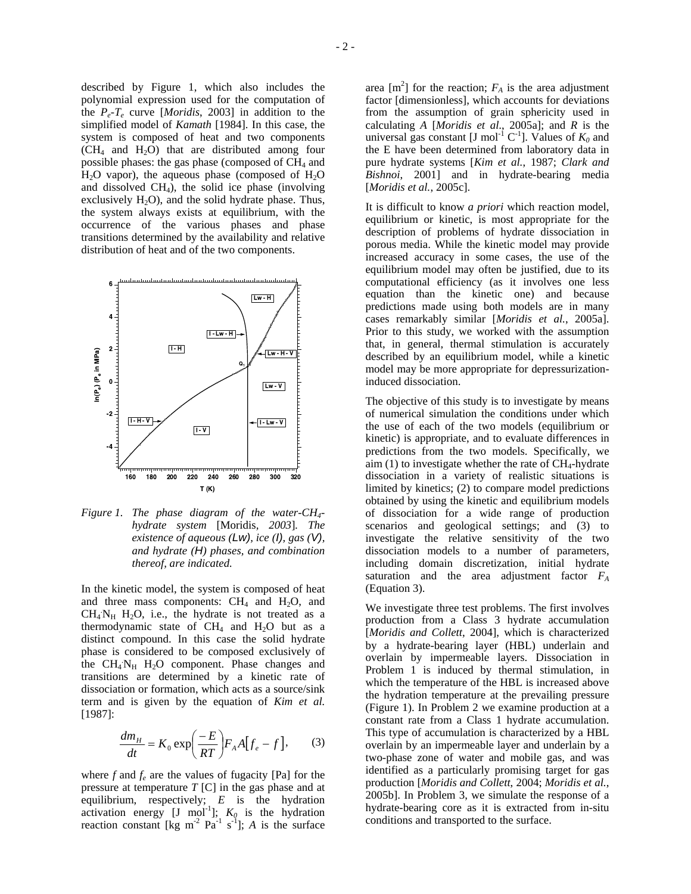described by Figure 1, which also includes the polynomial expression used for the computation of the $P_e$-$T_e$ curve [*Moridis*, 2003] in addition to the simplified model of *Kamath* [1984]. In this case, the system is composed of heat and two components ($CH_4$ and $H_2O$) that are distributed among four possible phases: the gas phase (composed of $CH_4$ and $H_2O$ vapor), the aqueous phase (composed of $H_2O$ and dissolved $CH_4$), the solid ice phase (involving exclusively $H_2O$), and the solid hydrate phase. Thus, the system always exists at equilibrium, with the occurrence of the various phases and phase transitions determined by the availability and relative distribution of heat and of the two components.

*Figure 1. The phase diagram of the water-$CH_4$-hydrate system* [Moridis, *2003*]. *The existence of aqueous (Lw), ice (I), gas (V), and hydrate (H) phases, and combination thereof, are indicated.*

In the kinetic model, the system is composed of heat and three mass components: $CH_4$ and $H_2O$, and $CH_4 \cdot N_H$ $H_2O$, i.e., the hydrate is not treated as a thermodynamic state of $CH_4$ and $H_2O$ but as a distinct compound. In this case the solid hydrate phase is considered to be composed exclusively of the $CH_4 \cdot N_H$ $H_2O$ component. Phase changes and transitions are determined by a kinetic rate of dissociation or formation, which acts as a source/sink term and is given by the equation of *Kim et al.* [1987]:

$$\frac{dm_H}{dt} = K_0 \exp\left(\frac{-E}{RT}\right) F_A A \left[ f_e - f \right], \qquad (3)$$

where $f$ and $f_e$ are the values of fugacity [Pa] for the pressure at temperature $T$ [C] in the gas phase and at equilibrium, respectively; $E$ is the hydration activation energy [J $mol^{-1}$]; $K_0$ is the hydration reaction constant [kg $m^{-2}$ $Pa^{-1}$ $s^{-1}$]; $A$ is the surface area [$m^2$] for the reaction; $F_A$ is the area adjustment factor [dimensionless], which accounts for deviations from the assumption of grain sphericity used in calculating $A$ [*Moridis et al.*, 2005a]; and $R$ is the universal gas constant [J $mol^{-1}$ $C^{-1}$]. Values of $K_0$ and the E have been determined from laboratory data in pure hydrate systems [*Kim et al.*, 1987; *Clark and Bishnoi*, 2001] and in hydrate-bearing media [*Moridis et al.*, 2005c].

It is difficult to know *a priori* which reaction model, equilibrium or kinetic, is most appropriate for the description of problems of hydrate dissociation in porous media. While the kinetic model may provide increased accuracy in some cases, the use of the equilibrium model may often be justified, due to its computational efficiency (as it involves one less equation than the kinetic one) and because predictions made using both models are in many cases remarkably similar [*Moridis et al.*, 2005a]. Prior to this study, we worked with the assumption that, in general, thermal stimulation is accurately described by an equilibrium model, while a kinetic model may be more appropriate for depressurization-induced dissociation.

The objective of this study is to investigate by means of numerical simulation the conditions under which the use of each of the two models (equilibrium or kinetic) is appropriate, and to evaluate differences in predictions from the two models. Specifically, we aim (1) to investigate whether the rate of $CH_4$-hydrate dissociation in a variety of realistic situations is limited by kinetics; (2) to compare model predictions obtained by using the kinetic and equilibrium models of dissociation for a wide range of production scenarios and geological settings; and (3) to investigate the relative sensitivity of the two dissociation models to a number of parameters, including domain discretization, initial hydrate saturation and the area adjustment factor $F_A$ (Equation 3).

We investigate three test problems. The first involves production from a Class 3 hydrate accumulation [*Moridis and Collett*, 2004], which is characterized by a hydrate-bearing layer (HBL) underlain and overlain by impermeable layers. Dissociation in Problem 1 is induced by thermal stimulation, in which the temperature of the HBL is increased above the hydration temperature at the prevailing pressure (Figure 1). In Problem 2 we examine production at a constant rate from a Class 1 hydrate accumulation. This type of accumulation is characterized by a HBL overlain by an impermeable layer and underlain by a two-phase zone of water and mobile gas, and was identified as a particularly promising target for gas production [*Moridis and Collett*, 2004; *Moridis et al.*, 2005b]. In Problem 3, we simulate the response of a hydrate-bearing core as it is extracted from in-situ conditions and transported to the surface.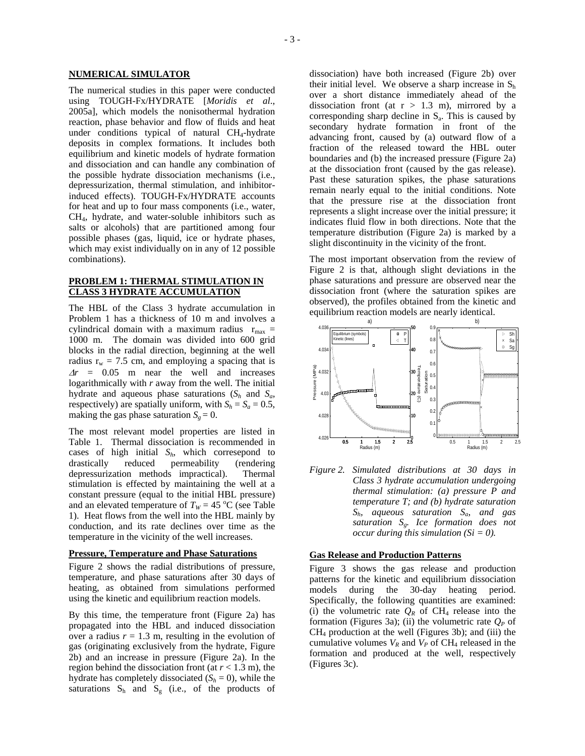## NUMERICAL SIMULATOR

The numerical studies in this paper were conducted using TOUGH-Fx/HYDRATE [*Moridis et al.*, 2005a], which models the nonisothermal hydration reaction, phase behavior and flow of fluids and heat under conditions typical of natural $CH_4$-hydrate deposits in complex formations. It includes both equilibrium and kinetic models of hydrate formation and dissociation and can handle any combination of the possible hydrate dissociation mechanisms (i.e., depressurization, thermal stimulation, and inhibitor-induced effects). TOUGH-Fx/HYDRATE accounts for heat and up to four mass components (i.e., water, $CH_4$, hydrate, and water-soluble inhibitors such as salts or alcohols) that are partitioned among four possible phases (gas, liquid, ice or hydrate phases, which may exist individually on in any of 12 possible combinations).

## PROBLEM 1: THERMAL STIMULATION IN CLASS 3 HYDRATE ACCUMULATION

The HBL of the Class 3 hydrate accumulation in Problem 1 has a thickness of 10 m and involves a cylindrical domain with a maximum radius $r_{max}$ = 1000 m. The domain was divided into 600 grid blocks in the radial direction, beginning at the well radius $r_w$ = 7.5 cm, and employing a spacing that is $\Delta r$ = 0.05 m near the well and increases logarithmically with *r* away from the well. The initial hydrate and aqueous phase saturations ($S_h$ and $S_a$, respectively) are spatially uniform, with $S_h = S_a = 0.5$, making the gas phase saturation $S_g = 0$.

The most relevant model properties are listed in Table 1. Thermal dissociation is recommended in cases of high initial $S_h$, which corresepond to drastically reduced permeability (rendering depressurization methods impractical). Thermal stimulation is effected by maintaining the well at a constant pressure (equal to the initial HBL pressure) and an elevated temperature of $T_W = 45\,^oC$ (see Table 1). Heat flows from the well into the HBL mainly by conduction, and its rate declines over time as the temperature in the vicinity of the well increases.

### Pressure, Temperature and Phase Saturations

Figure 2 shows the radial distributions of pressure, temperature, and phase saturations after 30 days of heating, as obtained from simulations performed using the kinetic and equilibrium reaction models.

By this time, the temperature front (Figure 2a) has propagated into the HBL and induced dissociation over a radius $r$ = 1.3 m, resulting in the evolution of gas (originating exclusively from the hydrate, Figure 2b) and an increase in pressure (Figure 2a). In the region behind the dissociation front (at $r$ < 1.3 m), the hydrate has completely dissociated ($S_h$ = 0), while the saturations $S_h$ and $S_g$ (i.e., of the products of dissociation) have both increased (Figure 2b) over their initial level. We observe a sharp increase in $S_h$ over a short distance immediately ahead of the dissociation front (at r > 1.3 m), mirrored by a corresponding sharp decline in $S_a$. This is caused by secondary hydrate formation in front of the advancing front, caused by (a) outward flow of a fraction of the released toward the HBL outer boundaries and (b) the increased pressure (Figure 2a) at the dissociation front (caused by the gas release). Past these saturation spikes, the phase saturations remain nearly equal to the initial conditions. Note that the pressure rise at the dissociation front represents a slight increase over the initial pressure; it indicates fluid flow in both directions. Note that the temperature distribution (Figure 2a) is marked by a slight discontinuity in the vicinity of the front.

The most important observation from the review of Figure 2 is that, although slight deviations in the phase saturations and pressure are observed near the dissociation front (where the saturation spikes are observed), the profiles obtained from the kinetic and equilibrium reaction models are nearly identical.

*Figure 2. Simulated distributions at 30 days in Class 3 hydrate accumulation undergoing thermal stimulation: (a) pressure P and temperature T; and (b) hydrate saturation $S_h$, aqueous saturation $S_a$, and gas saturation $S_g$. Ice formation does not occur during this simulation (Si = 0).*

### Gas Release and Production Patterns

Figure 3 shows the gas release and production patterns for the kinetic and equilibrium dissociation models during the 30-day heating period. Specifically, the following quantities are examined: (i) the volumetric rate $Q_R$ of $CH_4$ release into the formation (Figures 3a); (ii) the volumetric rate $Q_P$ of $CH_4$ production at the well (Figures 3b); and (iii) the cumulative volumes $V_R$ and $V_P$ of $CH_4$ released in the formation and produced at the well, respectively (Figures 3c).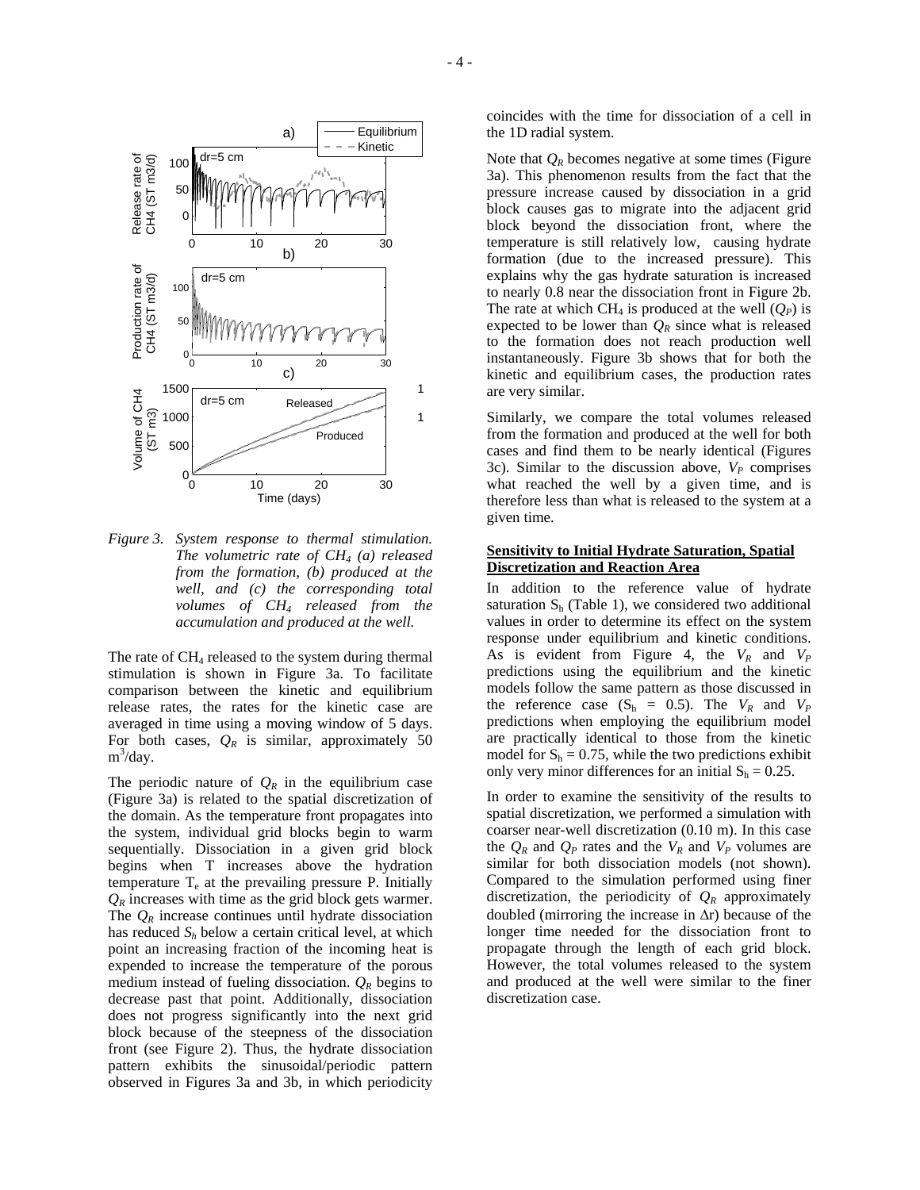*Figure 3. System response to thermal stimulation. The volumetric rate of $CH_4$ (a) released from the formation, (b) produced at the well, and (c) the corresponding total volumes of $CH_4$ released from the accumulation and produced at the well.*

The rate of $CH_4$ released to the system during thermal stimulation is shown in Figure 3a. To facilitate comparison between the kinetic and equilibrium release rates, the rates for the kinetic case are averaged in time using a moving window of 5 days. For both cases, $Q_R$ is similar, approximately 50 $m^3$/day.

The periodic nature of $Q_R$ in the equilibrium case (Figure 3a) is related to the spatial discretization of the domain. As the temperature front propagates into the system, individual grid blocks begin to warm sequentially. Dissociation in a given grid block begins when T increases above the hydration temperature $T_e$ at the prevailing pressure P. Initially $Q_R$ increases with time as the grid block gets warmer. The $Q_R$ increase continues until hydrate dissociation has reduced $S_h$ below a certain critical level, at which point an increasing fraction of the incoming heat is expended to increase the temperature of the porous medium instead of fueling dissociation. $Q_R$ begins to decrease past that point. Additionally, dissociation does not progress significantly into the next grid block because of the steepness of the dissociation front (see Figure 2). Thus, the hydrate dissociation pattern exhibits the sinusoidal/periodic pattern observed in Figures 3a and 3b, in which periodicity coincides with the time for dissociation of a cell in the 1D radial system.

Note that $Q_R$ becomes negative at some times (Figure 3a). This phenomenon results from the fact that the pressure increase caused by dissociation in a grid block causes gas to migrate into the adjacent grid block beyond the dissociation front, where the temperature is still relatively low, causing hydrate formation (due to the increased pressure). This explains why the gas hydrate saturation is increased to nearly 0.8 near the dissociation front in Figure 2b. The rate at which $CH_4$ is produced at the well ($Q_P$) is expected to be lower than $Q_R$ since what is released to the formation does not reach production well instantaneously. Figure 3b shows that for both the kinetic and equilibrium cases, the production rates are very similar.

Similarly, we compare the total volumes released from the formation and produced at the well for both cases and find them to be nearly identical (Figures 3c). Similar to the discussion above, $V_P$ comprises what reached the well by a given time, and is therefore less than what is released to the system at a given time.

## Sensitivity to Initial Hydrate Saturation, Spatial Discretization and Reaction Area

In addition to the reference value of hydrate saturation $S_h$ (Table 1), we considered two additional values in order to determine its effect on the system response under equilibrium and kinetic conditions. As is evident from Figure 4, the $V_R$ and $V_P$ predictions using the equilibrium and the kinetic models follow the same pattern as those discussed in the reference case ($S_h$ = 0.5). The $V_R$ and $V_P$ predictions when employing the equilibrium model are practically identical to those from the kinetic model for $S_h$ = 0.75, while the two predictions exhibit only very minor differences for an initial $S_h$ = 0.25.

In order to examine the sensitivity of the results to spatial discretization, we performed a simulation with coarser near-well discretization (0.10 m). In this case the $Q_R$ and $Q_P$ rates and the $V_R$ and $V_P$ volumes are similar for both dissociation models (not shown). Compared to the simulation performed using finer discretization, the periodicity of $Q_R$ approximately doubled (mirroring the increase in $\Delta r$) because of the longer time needed for the dissociation front to propagate through the length of each grid block. However, the total volumes released to the system and produced at the well were similar to the finer discretization case.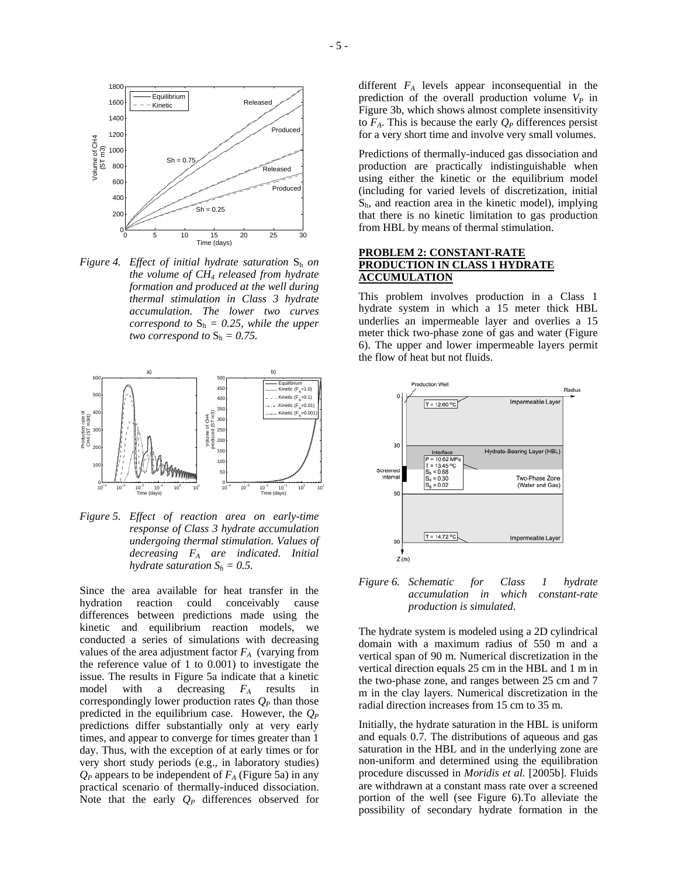*Figure 4. Effect of initial hydrate saturation $S_h$ on the volume of $CH_4$ released from hydrate formation and produced at the well during thermal stimulation in Class 3 hydrate accumulation. The lower two curves correspond to $S_h = 0.25$, while the upper two correspond to $S_h = 0.75$.*

*Figure 5. Effect of reaction area on early-time response of Class 3 hydrate accumulation undergoing thermal stimulation. Values of decreasing $F_A$ are indicated. Initial hydrate saturation $S_h = 0.5$.*

Since the area available for heat transfer in the hydration reaction could conceivably cause differences between predictions made using the kinetic and equilibrium reaction models, we conducted a series of simulations with decreasing values of the area adjustment factor $F_A$ (varying from the reference value of 1 to 0.001) to investigate the issue. The results in Figure 5a indicate that a kinetic model with a decreasing $F_A$ results in correspondingly lower production rates $Q_P$ than those predicted in the equilibrium case. However, the $Q_P$ predictions differ substantially only at very early times, and appear to converge for times greater than 1 day. Thus, with the exception of at early times or for very short study periods (e.g., in laboratory studies) $Q_P$ appears to be independent of $F_A$ (Figure 5a) in any practical scenario of thermally-induced dissociation. Note that the early $Q_P$ differences observed for different $F_A$ levels appear inconsequential in the prediction of the overall production volume $V_P$ in Figure 3b, which shows almost complete insensitivity to $F_A$. This is because the early $Q_P$ differences persist for a very short time and involve very small volumes.

Predictions of thermally-induced gas dissociation and production are practically indistinguishable when using either the kinetic or the equilibrium model (including for varied levels of discretization, initial $S_h$, and reaction area in the kinetic model), implying that there is no kinetic limitation to gas production from HBL by means of thermal stimulation.

## PROBLEM 2: CONSTANT-RATE PRODUCTION IN CLASS 1 HYDRATE ACCUMULATION

This problem involves production in a Class 1 hydrate system in which a 15 meter thick HBL underlies an impermeable layer and overlies a 15 meter thick two-phase zone of gas and water (Figure 6). The upper and lower impermeable layers permit the flow of heat but not fluids.

*Figure 6. Schematic for Class 1 hydrate accumulation in which constant-rate production is simulated.*

The hydrate system is modeled using a 2D cylindrical domain with a maximum radius of 550 m and a vertical span of 90 m. Numerical discretization in the vertical direction equals 25 cm in the HBL and 1 m in the two-phase zone, and ranges between 25 cm and 7 m in the clay layers. Numerical discretization in the radial direction increases from 15 cm to 35 m.

Initially, the hydrate saturation in the HBL is uniform and equals 0.7. The distributions of aqueous and gas saturation in the HBL and in the underlying zone are non-uniform and determined using the equilibration procedure discussed in *Moridis et al.* [2005b]. Fluids are withdrawn at a constant mass rate over a screened portion of the well (see Figure 6).To alleviate the possibility of secondary hydrate formation in the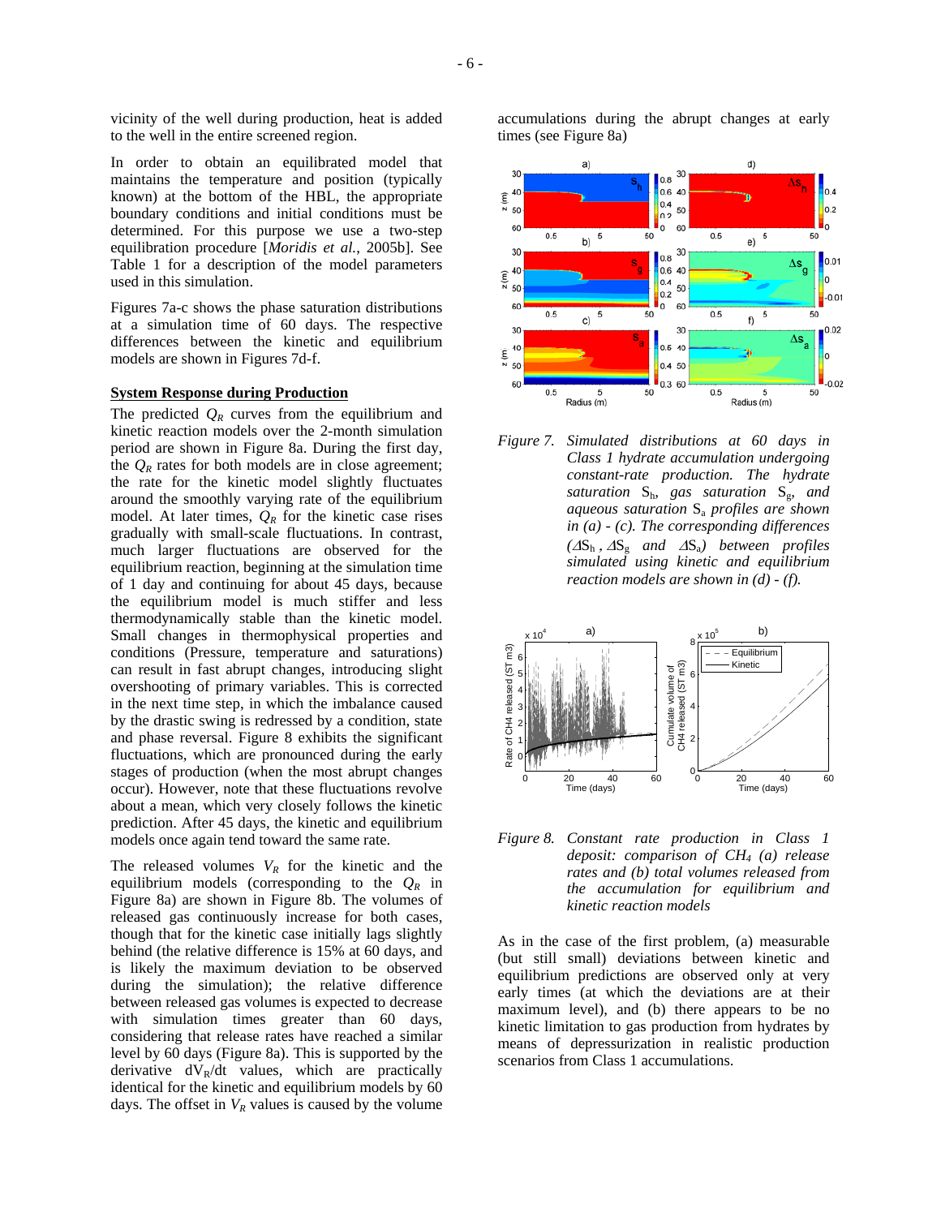vicinity of the well during production, heat is added to the well in the entire screened region.

In order to obtain an equilibrated model that maintains the temperature and position (typically known) at the bottom of the HBL, the appropriate boundary conditions and initial conditions must be determined. For this purpose we use a two-step equilibration procedure [*Moridis et al.*, 2005b]. See Table 1 for a description of the model parameters used in this simulation.

Figures 7a-c shows the phase saturation distributions at a simulation time of 60 days. The respective differences between the kinetic and equilibrium models are shown in Figures 7d-f.

## System Response during Production

The predicted $Q_R$ curves from the equilibrium and kinetic reaction models over the 2-month simulation period are shown in Figure 8a. During the first day, the $Q_R$ rates for both models are in close agreement; the rate for the kinetic model slightly fluctuates around the smoothly varying rate of the equilibrium model. At later times, $Q_R$ for the kinetic case rises gradually with small-scale fluctuations. In contrast, much larger fluctuations are observed for the equilibrium reaction, beginning at the simulation time of 1 day and continuing for about 45 days, because the equilibrium model is much stiffer and less thermodynamically stable than the kinetic model. Small changes in thermophysical properties and conditions (Pressure, temperature and saturations) can result in fast abrupt changes, introducing slight overshooting of primary variables. This is corrected in the next time step, in which the imbalance caused by the drastic swing is redressed by a condition, state and phase reversal. Figure 8 exhibits the significant fluctuations, which are pronounced during the early stages of production (when the most abrupt changes occur). However, note that these fluctuations revolve about a mean, which very closely follows the kinetic prediction. After 45 days, the kinetic and equilibrium models once again tend toward the same rate.

The released volumes $V_R$ for the kinetic and the equilibrium models (corresponding to the $Q_R$ in Figure 8a) are shown in Figure 8b. The volumes of released gas continuously increase for both cases, though that for the kinetic case initially lags slightly behind (the relative difference is 15% at 60 days, and is likely the maximum deviation to be observed during the simulation); the relative difference between released gas volumes is expected to decrease with simulation times greater than 60 days, considering that release rates have reached a similar level by 60 days (Figure 8a). This is supported by the derivative $dV_R/dt$ values, which are practically identical for the kinetic and equilibrium models by 60 days. The offset in $V_R$ values is caused by the volume accumulations during the abrupt changes at early times (see Figure 8a)

*Figure 7. Simulated distributions at 60 days in Class 1 hydrate accumulation undergoing constant-rate production. The hydrate saturation $S_h$, gas saturation $S_g$, and aqueous saturation $S_a$ profiles are shown in (a) - (c). The corresponding differences ($\Delta S_h$, $\Delta S_g$ and $\Delta S_a$) between profiles simulated using kinetic and equilibrium reaction models are shown in (d) - (f).*

*Figure 8. Constant rate production in Class 1 deposit: comparison of $CH_4$ (a) release rates and (b) total volumes released from the accumulation for equilibrium and kinetic reaction models*

As in the case of the first problem, (a) measurable (but still small) deviations between kinetic and equilibrium predictions are observed only at very early times (at which the deviations are at their maximum level), and (b) there appears to be no kinetic limitation to gas production from hydrates by means of depressurization in realistic production scenarios from Class 1 accumulations.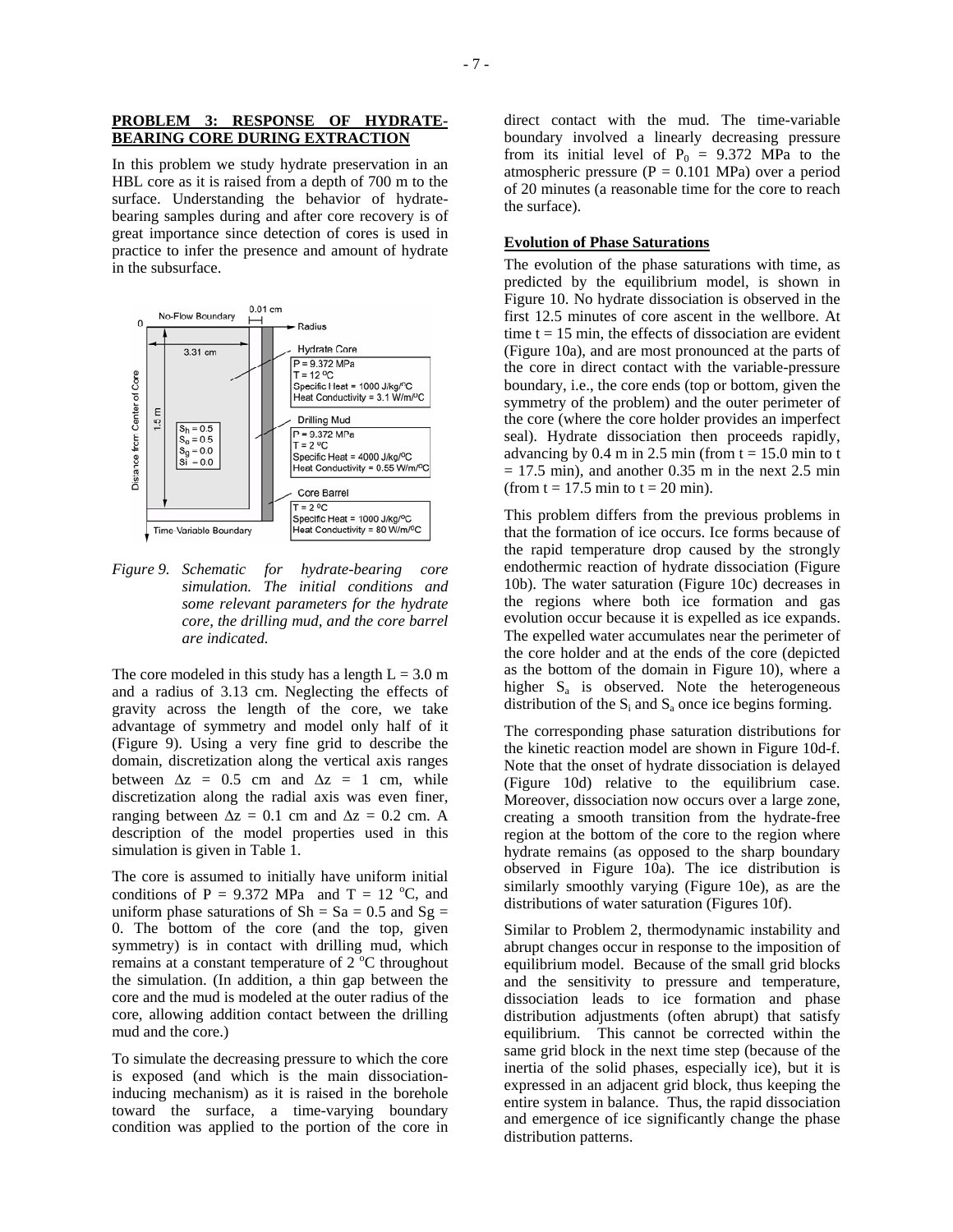## PROBLEM 3: RESPONSE OF HYDRATE-BEARING CORE DURING EXTRACTION

In this problem we study hydrate preservation in an HBL core as it is raised from a depth of 700 m to the surface. Understanding the behavior of hydrate-bearing samples during and after core recovery is of great importance since detection of cores is used in practice to infer the presence and amount of hydrate in the subsurface.

*Figure 9. Schematic for hydrate-bearing core simulation. The initial conditions and some relevant parameters for the hydrate core, the drilling mud, and the core barrel are indicated.*

The core modeled in this study has a length L = 3.0 m and a radius of 3.13 cm. Neglecting the effects of gravity across the length of the core, we take advantage of symmetry and model only half of it (Figure 9). Using a very fine grid to describe the domain, discretization along the vertical axis ranges between $\Delta z$ = 0.5 cm and $\Delta z$ = 1 cm, while discretization along the radial axis was even finer, ranging between $\Delta z$ = 0.1 cm and $\Delta z$ = 0.2 cm. A description of the model properties used in this simulation is given in Table 1.

The core is assumed to initially have uniform initial conditions of P = 9.372 MPa and T = 12 °C, and uniform phase saturations of Sh = Sa = 0.5 and Sg = 0. The bottom of the core (and the top, given symmetry) is in contact with drilling mud, which remains at a constant temperature of 2 °C throughout the simulation. (In addition, a thin gap between the core and the mud is modeled at the outer radius of the core, allowing addition contact between the drilling mud and the core.)

To simulate the decreasing pressure to which the core is exposed (and which is the main dissociation-inducing mechanism) as it is raised in the borehole toward the surface, a time-varying boundary condition was applied to the portion of the core in direct contact with the mud. The time-variable boundary involved a linearly decreasing pressure from its initial level of $P_0$ = 9.372 MPa to the atmospheric pressure (P = 0.101 MPa) over a period of 20 minutes (a reasonable time for the core to reach the surface).

### Evolution of Phase Saturations

The evolution of the phase saturations with time, as predicted by the equilibrium model, is shown in Figure 10. No hydrate dissociation is observed in the first 12.5 minutes of core ascent in the wellbore. At time t = 15 min, the effects of dissociation are evident (Figure 10a), and are most pronounced at the parts of the core in direct contact with the variable-pressure boundary, i.e., the core ends (top or bottom, given the symmetry of the problem) and the outer perimeter of the core (where the core holder provides an imperfect seal). Hydrate dissociation then proceeds rapidly, advancing by 0.4 m in 2.5 min (from t = 15.0 min to t = 17.5 min), and another 0.35 m in the next 2.5 min (from t = 17.5 min to t = 20 min).

This problem differs from the previous problems in that the formation of ice occurs. Ice forms because of the rapid temperature drop caused by the strongly endothermic reaction of hydrate dissociation (Figure 10b). The water saturation (Figure 10c) decreases in the regions where both ice formation and gas evolution occur because it is expelled as ice expands. The expelled water accumulates near the perimeter of the core holder and at the ends of the core (depicted as the bottom of the domain in Figure 10), where a higher $S_a$ is observed. Note the heterogeneous distribution of the $S_i$ and $S_a$ once ice begins forming.

The corresponding phase saturation distributions for the kinetic reaction model are shown in Figure 10d-f. Note that the onset of hydrate dissociation is delayed (Figure 10d) relative to the equilibrium case. Moreover, dissociation now occurs over a large zone, creating a smooth transition from the hydrate-free region at the bottom of the core to the region where hydrate remains (as opposed to the sharp boundary observed in Figure 10a). The ice distribution is similarly smoothly varying (Figure 10e), as are the distributions of water saturation (Figures 10f).

Similar to Problem 2, thermodynamic instability and abrupt changes occur in response to the imposition of equilibrium model. Because of the small grid blocks and the sensitivity to pressure and temperature, dissociation leads to ice formation and phase distribution adjustments (often abrupt) that satisfy equilibrium. This cannot be corrected within the same grid block in the next time step (because of the inertia of the solid phases, especially ice), but it is expressed in an adjacent grid block, thus keeping the entire system in balance. Thus, the rapid dissociation and emergence of ice significantly change the phase distribution patterns.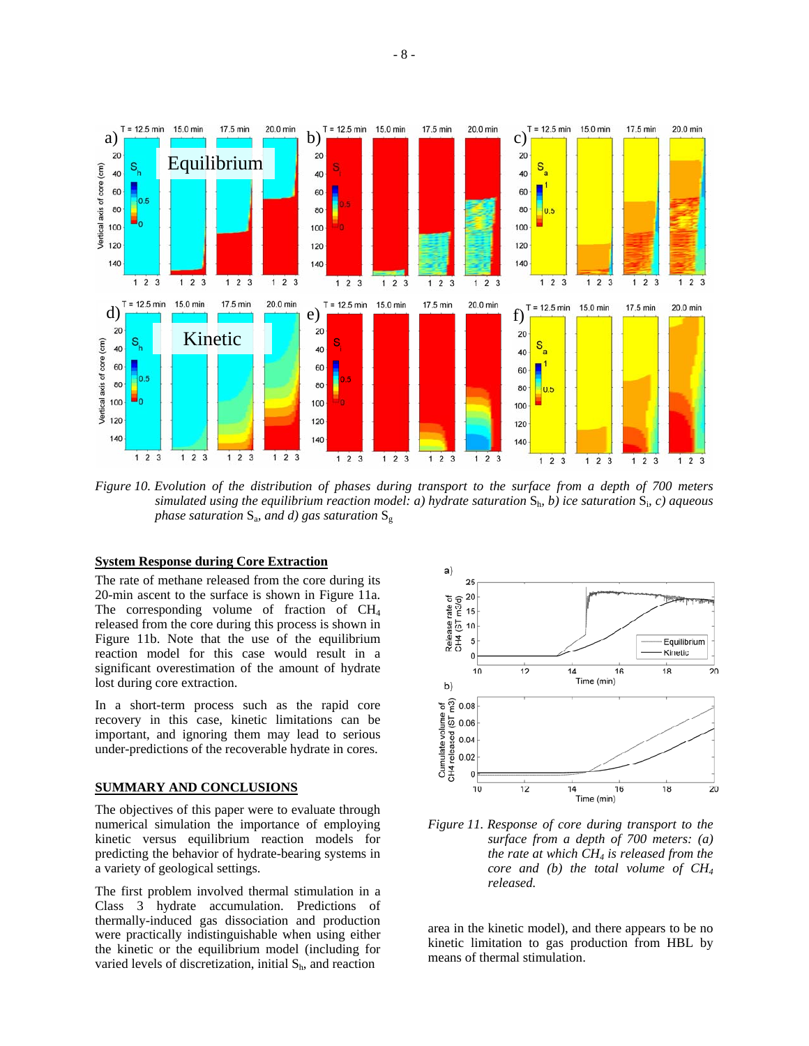*Figure 10. Evolution of the distribution of phases during transport to the surface from a depth of 700 meters simulated using the equilibrium reaction model: a) hydrate saturation* $S_h$*, b) ice saturation* $S_i$*, c) aqueous phase saturation* $S_a$*, and d) gas saturation* $S_g$

## System Response during Core Extraction

The rate of methane released from the core during its 20-min ascent to the surface is shown in Figure 11a. The corresponding volume of fraction of $CH_4$ released from the core during this process is shown in Figure 11b. Note that the use of the equilibrium reaction model for this case would result in a significant overestimation of the amount of hydrate lost during core extraction.

In a short-term process such as the rapid core recovery in this case, kinetic limitations can be important, and ignoring them may lead to serious under-predictions of the recoverable hydrate in cores.

*Figure 11. Response of core during transport to the surface from a depth of 700 meters: (a) the rate at which* $CH_4$ *is released from the core and (b) the total volume of* $CH_4$ *released.*

## SUMMARY AND CONCLUSIONS

The objectives of this paper were to evaluate through numerical simulation the importance of employing kinetic versus equilibrium reaction models for predicting the behavior of hydrate-bearing systems in a variety of geological settings.

The first problem involved thermal stimulation in a Class 3 hydrate accumulation. Predictions of thermally-induced gas dissociation and production were practically indistinguishable when using either the kinetic or the equilibrium model (including for varied levels of discretization, initial $S_h$, and reaction area in the kinetic model), and there appears to be no kinetic limitation to gas production from HBL by means of thermal stimulation.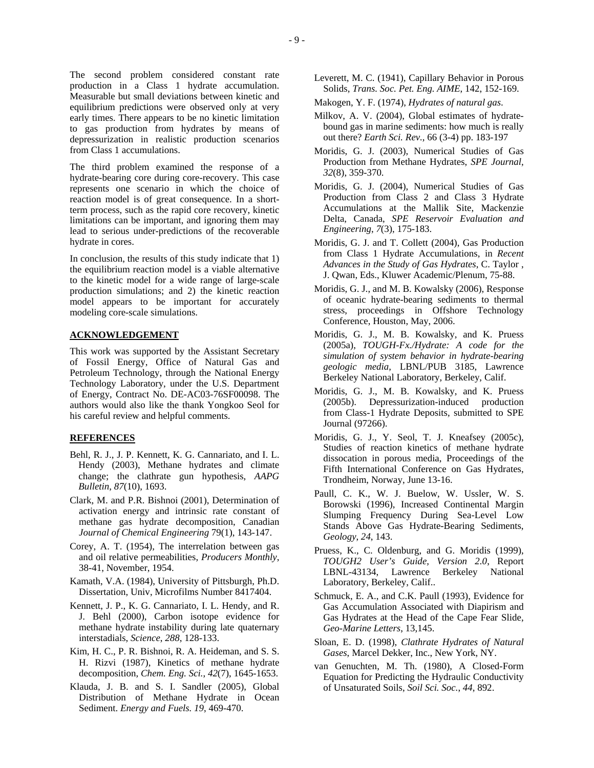The second problem considered constant rate production in a Class 1 hydrate accumulation. Measurable but small deviations between kinetic and equilibrium predictions were observed only at very early times. There appears to be no kinetic limitation to gas production from hydrates by means of depressurization in realistic production scenarios from Class 1 accumulations.

The third problem examined the response of a hydrate-bearing core during core-recovery. This case represents one scenario in which the choice of reaction model is of great consequence. In a short-term process, such as the rapid core recovery, kinetic limitations can be important, and ignoring them may lead to serious under-predictions of the recoverable hydrate in cores.

In conclusion, the results of this study indicate that 1) the equilibrium reaction model is a viable alternative to the kinetic model for a wide range of large-scale production simulations; and 2) the kinetic reaction model appears to be important for accurately modeling core-scale simulations.

## ACKNOWLEDGEMENT

This work was supported by the Assistant Secretary of Fossil Energy, Office of Natural Gas and Petroleum Technology, through the National Energy Technology Laboratory, under the U.S. Department of Energy, Contract No. DE-AC03-76SF00098. The authors would also like the thank Yongkoo Seol for his careful review and helpful comments.

## REFERENCES

Behl, R. J., J. P. Kennett, K. G. Cannariato, and I. L. Hendy (2003), Methane hydrates and climate change; the clathrate gun hypothesis, *AAPG Bulletin*, *87*(10), 1693.

Clark, M. and P.R. Bishnoi (2001), Determination of activation energy and intrinsic rate constant of methane gas hydrate decomposition, Canadian *Journal of Chemical Engineering* 79(1), 143-147.

Corey, A. T. (1954), The interrelation between gas and oil relative permeabilities, *Producers Monthly*, 38-41, November, 1954.

Kamath, V.A. (1984), University of Pittsburgh, Ph.D. Dissertation, Univ, Microfilms Number 8417404.

Kennett, J. P., K. G. Cannariato, I. L. Hendy, and R. J. Behl (2000), Carbon isotope evidence for methane hydrate instability during late quaternary interstadials, *Science*, *288*, 128-133.

Kim, H. C., P. R. Bishnoi, R. A. Heideman, and S. S. H. Rizvi (1987), Kinetics of methane hydrate decomposition, *Chem. Eng. Sci., 42*(7), 1645-1653.

Klauda, J. B. and S. I. Sandler (2005), Global Distribution of Methane Hydrate in Ocean Sediment. *Energy and Fuels. 19*, 469-470.

Leverett, M. C. (1941), Capillary Behavior in Porous Solids, *Trans. Soc. Pet. Eng. AIME*, 142, 152-169.

Makogen, Y. F. (1974), *Hydrates of natural gas*.

Milkov, A. V. (2004), Global estimates of hydrate-bound gas in marine sediments: how much is really out there? *Earth Sci. Rev*., 66 (3-4) pp. 183-197

Moridis, G. J. (2003), Numerical Studies of Gas Production from Methane Hydrates, *SPE Journal*, *32*(8), 359-370.

Moridis, G. J. (2004), Numerical Studies of Gas Production from Class 2 and Class 3 Hydrate Accumulations at the Mallik Site, Mackenzie Delta, Canada, *SPE Reservoir Evaluation and Engineering*, *7*(3), 175-183.

Moridis, G. J. and T. Collett (2004), Gas Production from Class 1 Hydrate Accumulations, in *Recent Advances in the Study of Gas Hydrates*, C. Taylor , J. Qwan, Eds., Kluwer Academic/Plenum, 75-88.

Moridis, G. J., and M. B. Kowalsky (2006), Response of oceanic hydrate-bearing sediments to thermal stress, proceedings in Offshore Technology Conference, Houston, May, 2006.

Moridis, G. J., M. B. Kowalsky, and K. Pruess (2005a), *TOUGH-Fx./Hydrate: A code for the simulation of system behavior in hydrate-bearing geologic media*, LBNL/PUB 3185, Lawrence Berkeley National Laboratory, Berkeley, Calif.

Moridis, G. J., M. B. Kowalsky, and K. Pruess (2005b). Depressurization-induced production from Class-1 Hydrate Deposits, submitted to SPE Journal (97266).

Moridis, G. J., Y. Seol, T. J. Kneafsey (2005c), Studies of reaction kinetics of methane hydrate dissocation in porous media, Proceedings of the Fifth International Conference on Gas Hydrates, Trondheim, Norway, June 13-16.

Paull, C. K., W. J. Buelow, W. Ussler, W. S. Borowski (1996), Increased Continental Margin Slumping Frequency During Sea-Level Low Stands Above Gas Hydrate-Bearing Sediments, *Geology*, *24*, 143.

Pruess, K., C. Oldenburg, and G. Moridis (1999), *TOUGH2 User's Guide, Version 2.0*, Report LBNL-43134, Lawrence Berkeley National Laboratory, Berkeley, Calif..

Schmuck, E. A., and C.K. Paull (1993), Evidence for Gas Accumulation Associated with Diapirism and Gas Hydrates at the Head of the Cape Fear Slide, *Geo-Marine Letters*, 13,145.

Sloan, E. D. (1998), *Clathrate Hydrates of Natural Gases*, Marcel Dekker, Inc., New York, NY.

van Genuchten, M. Th. (1980), A Closed-Form Equation for Predicting the Hydraulic Conductivity of Unsaturated Soils, *Soil Sci. Soc., 44*, 892.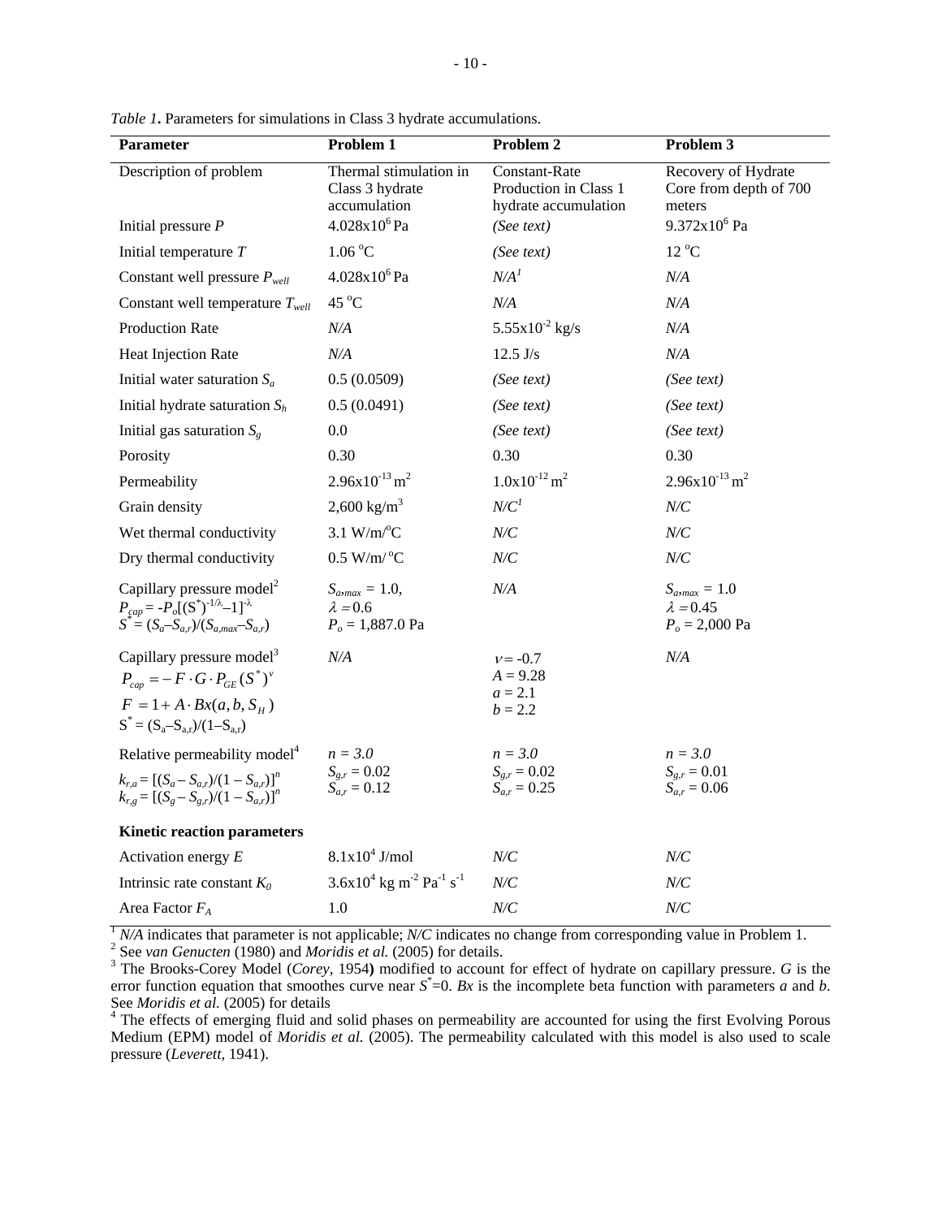*Table 1*. Parameters for simulations in Class 3 hydrate accumulations.

| Parameter | Problem 1 | Problem 2 | Problem 3 |
|---|---|---|---|
| Description of problem | Thermal stimulation in Class 3 hydrate accumulation | Constant-Rate Production in Class 1 hydrate accumulation | Recovery of Hydrate Core from depth of 700 meters |
| Initial pressure $P$ | $4.028\text{x}10^6$ Pa | *(See text)* | $9.372\text{x}10^6$ Pa |
| Initial temperature $T$ | 1.06 °C | *(See text)* | 12 °C |
| Constant well pressure $P_{well}$ | $4.028\text{x}10^6$ Pa | *N/A*[1] | *N/A* |
| Constant well temperature $T_{well}$ | 45 °C | *N/A* | *N/A* |
| Production Rate | *N/A* | $5.55\text{x}10^{-2}$ kg/s | *N/A* |
| Heat Injection Rate | *N/A* | 12.5 J/s | *N/A* |
| Initial water saturation $S_a$ | 0.5 (0.0509) | *(See text)* | *(See text)* |
| Initial hydrate saturation $S_h$ | 0.5 (0.0491) | *(See text)* | *(See text)* |
| Initial gas saturation $S_g$ | 0.0 | *(See text)* | *(See text)* |
| Porosity | 0.30 | 0.30 | 0.30 |
| Permeability | $2.96\text{x}10^{-13}$ m$^2$ | $1.0\text{x}10^{-12}$ m$^2$ | $2.96\text{x}10^{-13}$ m$^2$ |
| Grain density | 2,600 kg/m$^3$ | *N/C*[1] | *N/C* |
| Wet thermal conductivity | 3.1 W/m/°C | *N/C* | *N/C* |
| Dry thermal conductivity | 0.5 W/m/°C | *N/C* | *N/C* |
| Capillary pressure model[2] $P_{cap} = -P_o[(S^*)^{-1/\lambda}-1]^{\lambda}$ $S^* = (S_a-S_{a,r})/(S_{a,max}-S_{a,r})$ | $S_{a,max} = 1.0$, $\lambda = 0.6$ $P_o = 1{,}887.0$ Pa | *N/A* | $S_{a,max} = 1.0$ $\lambda = 0.45$ $P_o = 2{,}000$ Pa |
| Capillary pressure model[3] $P_{cap} = -F \cdot G \cdot P_{GE}(S^*)^{\nu}$ $F = 1 + A \cdot Bx(a, b, S_H)$ $S^* = (S_a-S_{a,r})/(1-S_{a,r})$ | *N/A* | $\nu = -0.7$ $A = 9.28$ $a = 2.1$ $b = 2.2$ | *N/A* |
| Relative permeability model[4] $k_{r,a} = [(S_a - S_{a,r})/(1 - S_{a,r})]^n$ $k_{r,g} = [(S_g - S_{g,r})/(1 - S_{a,r})]^n$ | $n = 3.0$ $S_{g,r} = 0.02$ $S_{a,r} = 0.12$ | $n = 3.0$ $S_{g,r} = 0.02$ $S_{a,r} = 0.25$ | $n = 3.0$ $S_{g,r} = 0.01$ $S_{a,r} = 0.06$ |
| **Kinetic reaction parameters** | | | |
| Activation energy $E$ | $8.1\text{x}10^4$ J/mol | *N/C* | *N/C* |
| Intrinsic rate constant $K_0$ | $3.6\text{x}10^4$ kg m$^{-2}$ Pa$^{-1}$ s$^{-1}$ | *N/C* | *N/C* |
| Area Factor $F_A$ | 1.0 | *N/C* | *N/C* |

[1] *N/A* indicates that parameter is not applicable; *N/C* indicates no change from corresponding value in Problem 1.
[2] See *van Genucten* (1980) and *Moridis et al.* (2005) for details.
[3] The Brooks-Corey Model (*Corey*, 1954**)** modified to account for effect of hydrate on capillary pressure. $G$ is the error function equation that smoothes curve near $S^*=0$. $Bx$ is the incomplete beta function with parameters $a$ and $b$. See *Moridis et al.* (2005) for details
[4] The effects of emerging fluid and solid phases on permeability are accounted for using the first Evolving Porous Medium (EPM) model of *Moridis et al.* (2005). The permeability calculated with this model is also used to scale pressure (*Leverett*, 1941).